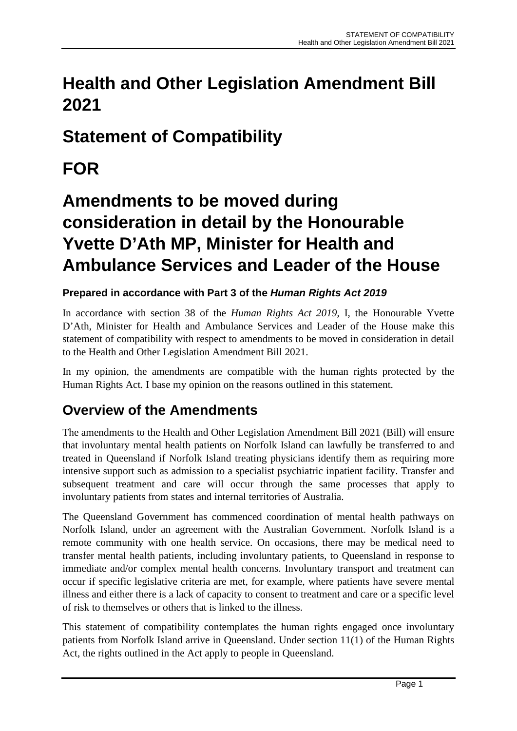# Health and Other Legislation Amendment Bill 2021

# Statement of Compatibility

# FOR

# Amendments to be moved during consideration in detail by the Honourable Yvette D'Ath MP, Minister for Health and Ambulance Services and Leader of the House

### Prepared in accordance with Part 3 of the *Human Rights Act 2019*

In accordance with section 38 of the *Human Rights Act 2019*, I, the Honourable Yvette D'Ath, Minister for Health and Ambulance Services and Leader of the House make this statement of compatibility with respect to amendments to be moved in consideration in detail to the Health and Other Legislation Amendment Bill 2021.

In my opinion, the amendments are compatible with the human rights protected by the Human Rights Act. I base my opinion on the reasons outlined in this statement.

## Overview of the Amendments

The amendments to the Health and Other Legislation Amendment Bill 2021 (Bill) will ensure that involuntary mental health patients on Norfolk Island can lawfully be transferred to and treated in Queensland if Norfolk Island treating physicians identify them as requiring more intensive support such as admission to a specialist psychiatric inpatient facility. Transfer and subsequent treatment and care will occur through the same processes that apply to involuntary patients from states and internal territories of Australia.

The Queensland Government has commenced coordination of mental health pathways on Norfolk Island, under an agreement with the Australian Government. Norfolk Island is a remote community with one health service. On occasions, there may be medical need to transfer mental health patients, including involuntary patients, to Queensland in response to immediate and/or complex mental health concerns. Involuntary transport and treatment can occur if specific legislative criteria are met, for example, where patients have severe mental illness and either there is a lack of capacity to consent to treatment and care or a specific level of risk to themselves or others that is linked to the illness.

This statement of compatibility contemplates the human rights engaged once involuntary patients from Norfolk Island arrive in Queensland. Under section 11(1) of the Human Rights Act, the rights outlined in the Act apply to people in Queensland.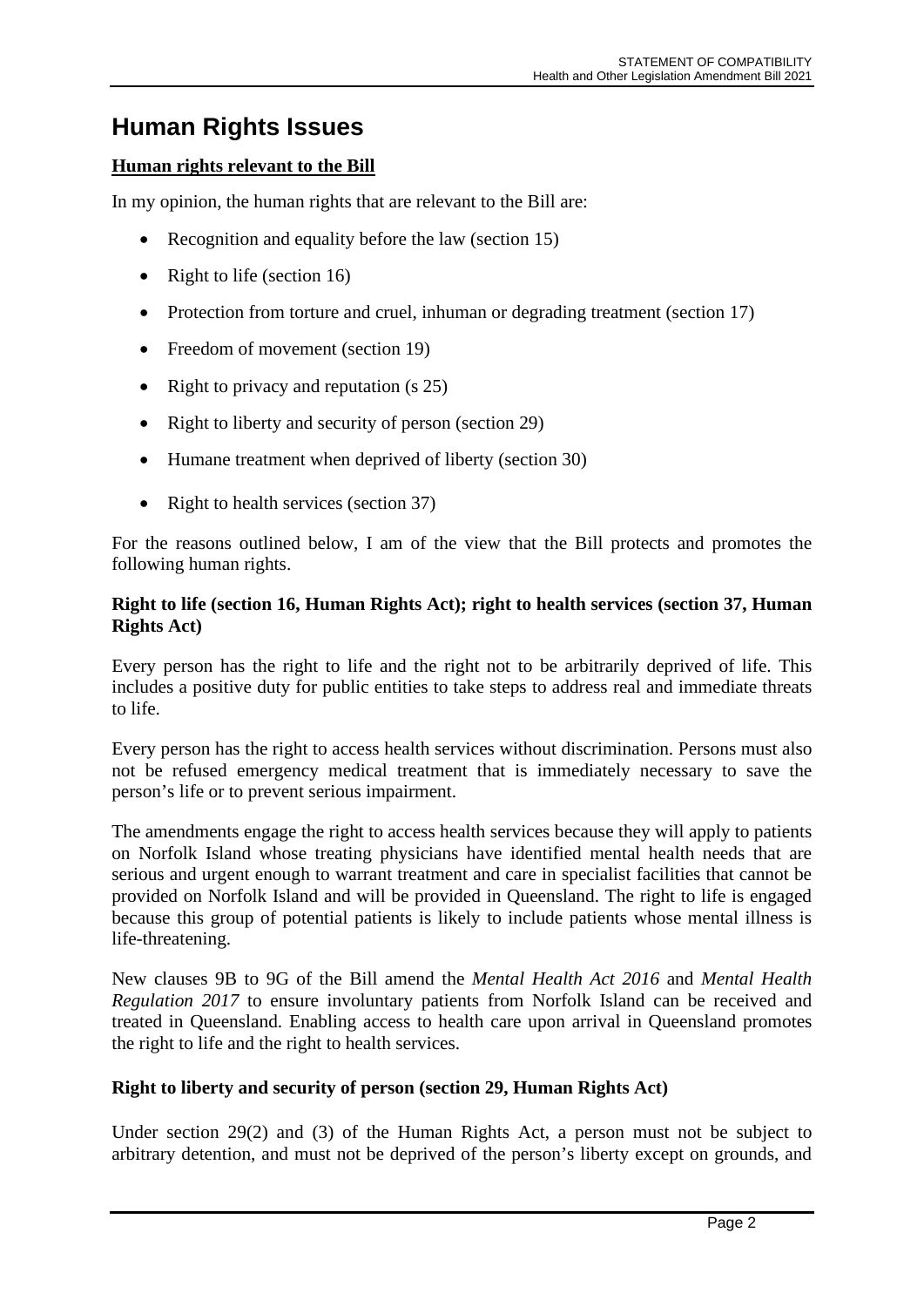# Human Rights Issues

**Human rights relevant to the Bill**

In my opinion, the human rights that are relevant to the Bill are:

- Recognition and equality before the law (section 15)
- Right to life (section 16)
- Protection from torture and cruel, inhuman or degrading treatment (section 17)
- Freedom of movement (section 19)
- Right to privacy and reputation (s 25)
- Right to liberty and security of person (section 29)
- Humane treatment when deprived of liberty (section 30)
- Right to health services (section 37)

For the reasons outlined below, I am of the view that the Bill protects and promotes the following human rights.

**Right to life (section 16, Human Rights Act); right to health services (section 37, Human Rights Act)**

Every person has the right to life and the right not to be arbitrarily deprived of life. This includes a positive duty for public entities to take steps to address real and immediate threats to life.

Every person has the right to access health services without discrimination. Persons must also not be refused emergency medical treatment that is immediately necessary to save the person's life or to prevent serious impairment.

The amendments engage the right to access health services because they will apply to patients on Norfolk Island whose treating physicians have identified mental health needs that are serious and urgent enough to warrant treatment and care in specialist facilities that cannot be provided on Norfolk Island and will be provided in Queensland. The right to life is engaged because this group of potential patients is likely to include patients whose mental illness is life-threatening.

New clauses 9B to 9G of the Bill amend the *Mental Health Act 2016* and *Mental Health Regulation 2017* to ensure involuntary patients from Norfolk Island can be received and treated in Queensland. Enabling access to health care upon arrival in Queensland promotes the right to life and the right to health services.

**Right to liberty and security of person (section 29, Human Rights Act)**

Under section 29(2) and (3) of the Human Rights Act, a person must not be subject to arbitrary detention, and must not be deprived of the person's liberty except on grounds, and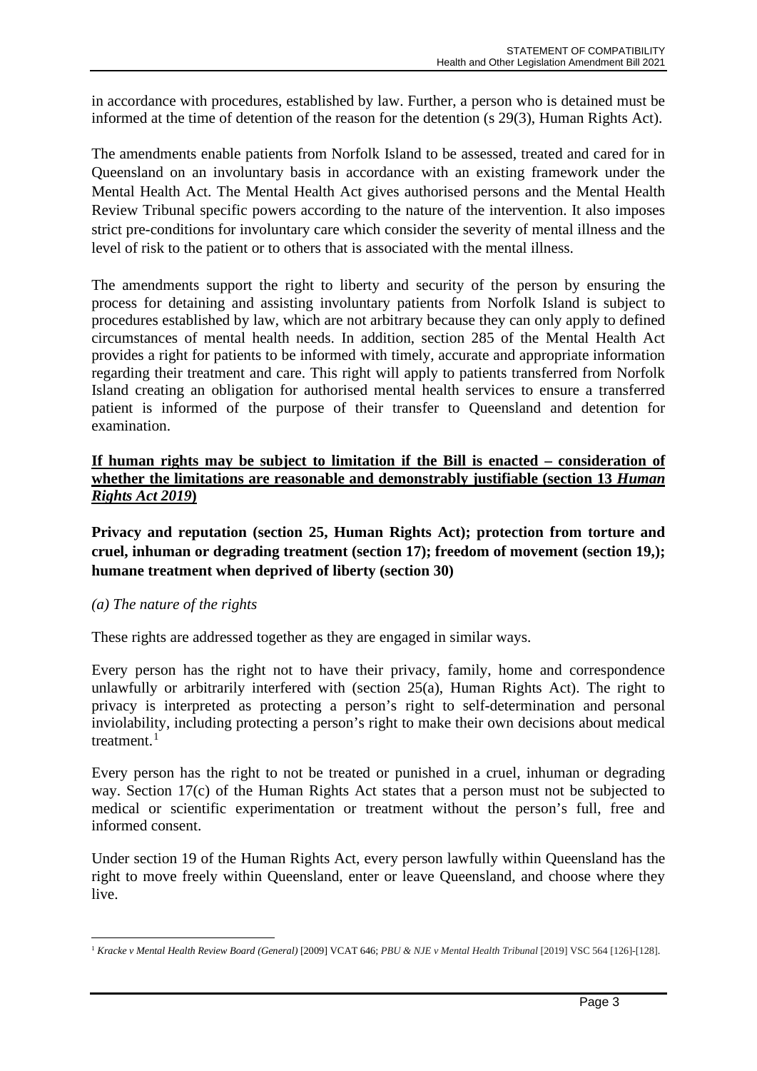in accordance with procedures, established by law. Further, a person who is detained must be informed at the time of detention of the reason for the detention (s 29(3), Human Rights Act).

The amendments enable patients from Norfolk Island to be assessed, treated and cared for in Queensland on an involuntary basis in accordance with an existing framework under the Mental Health Act. The Mental Health Act gives authorised persons and the Mental Health Review Tribunal specific powers according to the nature of the intervention. It also imposes strict pre-conditions for involuntary care which consider the severity of mental illness and the level of risk to the patient or to others that is associated with the mental illness.

The amendments support the right to liberty and security of the person by ensuring the process for detaining and assisting involuntary patients from Norfolk Island is subject to procedures established by law, which are not arbitrary because they can only apply to defined circumstances of mental health needs. In addition, section 285 of the Mental Health Act provides a right for patients to be informed with timely, accurate and appropriate information regarding their treatment and care. This right will apply to patients transferred from Norfolk Island creating an obligation for authorised mental health services to ensure a transferred patient is informed of the purpose of their transfer to Queensland and detention for examination.

**If human rights may be subject to limitation if the Bill is enacted – consideration of whether the limitations are reasonable and demonstrably justifiable (section 13 *Human Rights Act 2019*)**

**Privacy and reputation (section 25, Human Rights Act); protection from torture and cruel, inhuman or degrading treatment (section 17); freedom of movement (section 19,); humane treatment when deprived of liberty (section 30)**

*(a) The nature of the rights*

These rights are addressed together as they are engaged in similar ways.

Every person has the right not to have their privacy, family, home and correspondence unlawfully or arbitrarily interfered with (section 25(a), Human Rights Act). The right to privacy is interpreted as protecting a person's right to self-determination and personal inviolability, including protecting a person's right to make their own decisions about medical treatment.[1]

Every person has the right to not be treated or punished in a cruel, inhuman or degrading way. Section 17(c) of the Human Rights Act states that a person must not be subjected to medical or scientific experimentation or treatment without the person's full, free and informed consent.

Under section 19 of the Human Rights Act, every person lawfully within Queensland has the right to move freely within Queensland, enter or leave Queensland, and choose where they live.

[1] *Kracke v Mental Health Review Board (General)* [2009] VCAT 646; *PBU & NJE v Mental Health Tribunal* [2019] VSC 564 [126]-[128].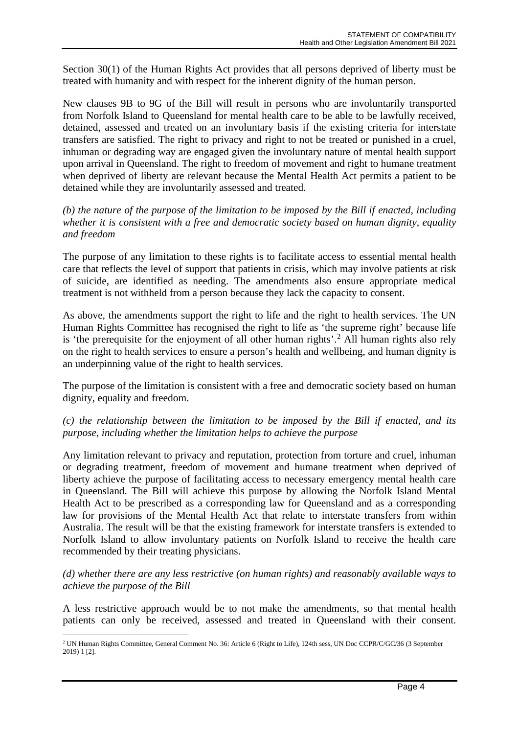Section 30(1) of the Human Rights Act provides that all persons deprived of liberty must be treated with humanity and with respect for the inherent dignity of the human person.

New clauses 9B to 9G of the Bill will result in persons who are involuntarily transported from Norfolk Island to Queensland for mental health care to be able to be lawfully received, detained, assessed and treated on an involuntary basis if the existing criteria for interstate transfers are satisfied. The right to privacy and right to not be treated or punished in a cruel, inhuman or degrading way are engaged given the involuntary nature of mental health support upon arrival in Queensland. The right to freedom of movement and right to humane treatment when deprived of liberty are relevant because the Mental Health Act permits a patient to be detained while they are involuntarily assessed and treated.

*(b) the nature of the purpose of the limitation to be imposed by the Bill if enacted, including whether it is consistent with a free and democratic society based on human dignity, equality and freedom*

The purpose of any limitation to these rights is to facilitate access to essential mental health care that reflects the level of support that patients in crisis, which may involve patients at risk of suicide, are identified as needing. The amendments also ensure appropriate medical treatment is not withheld from a person because they lack the capacity to consent.

As above, the amendments support the right to life and the right to health services. The UN Human Rights Committee has recognised the right to life as 'the supreme right' because life is 'the prerequisite for the enjoyment of all other human rights'.[2] All human rights also rely on the right to health services to ensure a person's health and wellbeing, and human dignity is an underpinning value of the right to health services.

The purpose of the limitation is consistent with a free and democratic society based on human dignity, equality and freedom.

*(c) the relationship between the limitation to be imposed by the Bill if enacted, and its purpose, including whether the limitation helps to achieve the purpose*

Any limitation relevant to privacy and reputation, protection from torture and cruel, inhuman or degrading treatment, freedom of movement and humane treatment when deprived of liberty achieve the purpose of facilitating access to necessary emergency mental health care in Queensland. The Bill will achieve this purpose by allowing the Norfolk Island Mental Health Act to be prescribed as a corresponding law for Queensland and as a corresponding law for provisions of the Mental Health Act that relate to interstate transfers from within Australia. The result will be that the existing framework for interstate transfers is extended to Norfolk Island to allow involuntary patients on Norfolk Island to receive the health care recommended by their treating physicians.

*(d) whether there are any less restrictive (on human rights) and reasonably available ways to achieve the purpose of the Bill*

A less restrictive approach would be to not make the amendments, so that mental health patients can only be received, assessed and treated in Queensland with their consent.

---

[2] UN Human Rights Committee, General Comment No. 36: Article 6 (Right to Life), 124th sess, UN Doc CCPR/C/GC/36 (3 September 2019) 1 [2].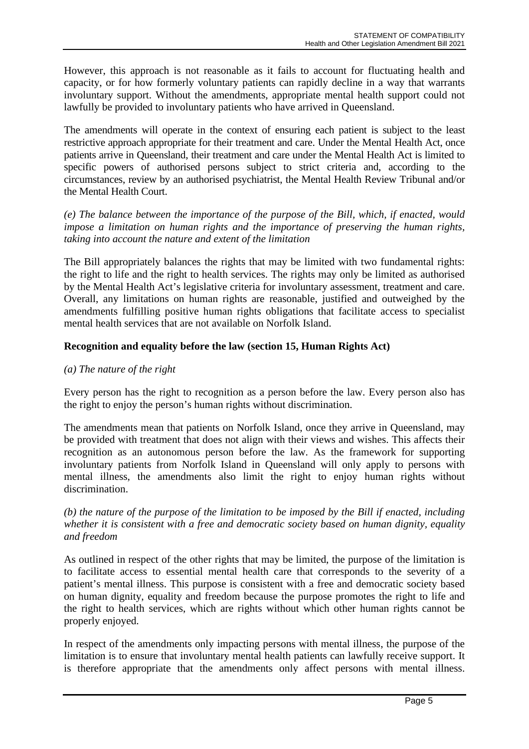However, this approach is not reasonable as it fails to account for fluctuating health and capacity, or for how formerly voluntary patients can rapidly decline in a way that warrants involuntary support. Without the amendments, appropriate mental health support could not lawfully be provided to involuntary patients who have arrived in Queensland.

The amendments will operate in the context of ensuring each patient is subject to the least restrictive approach appropriate for their treatment and care. Under the Mental Health Act, once patients arrive in Queensland, their treatment and care under the Mental Health Act is limited to specific powers of authorised persons subject to strict criteria and, according to the circumstances, review by an authorised psychiatrist, the Mental Health Review Tribunal and/or the Mental Health Court.

*(e) The balance between the importance of the purpose of the Bill, which, if enacted, would impose a limitation on human rights and the importance of preserving the human rights, taking into account the nature and extent of the limitation*

The Bill appropriately balances the rights that may be limited with two fundamental rights: the right to life and the right to health services. The rights may only be limited as authorised by the Mental Health Act's legislative criteria for involuntary assessment, treatment and care. Overall, any limitations on human rights are reasonable, justified and outweighed by the amendments fulfilling positive human rights obligations that facilitate access to specialist mental health services that are not available on Norfolk Island.

**Recognition and equality before the law (section 15, Human Rights Act)**

*(a) The nature of the right*

Every person has the right to recognition as a person before the law. Every person also has the right to enjoy the person's human rights without discrimination.

The amendments mean that patients on Norfolk Island, once they arrive in Queensland, may be provided with treatment that does not align with their views and wishes. This affects their recognition as an autonomous person before the law. As the framework for supporting involuntary patients from Norfolk Island in Queensland will only apply to persons with mental illness, the amendments also limit the right to enjoy human rights without discrimination.

*(b) the nature of the purpose of the limitation to be imposed by the Bill if enacted, including whether it is consistent with a free and democratic society based on human dignity, equality and freedom*

As outlined in respect of the other rights that may be limited, the purpose of the limitation is to facilitate access to essential mental health care that corresponds to the severity of a patient's mental illness. This purpose is consistent with a free and democratic society based on human dignity, equality and freedom because the purpose promotes the right to life and the right to health services, which are rights without which other human rights cannot be properly enjoyed.

In respect of the amendments only impacting persons with mental illness, the purpose of the limitation is to ensure that involuntary mental health patients can lawfully receive support. It is therefore appropriate that the amendments only affect persons with mental illness.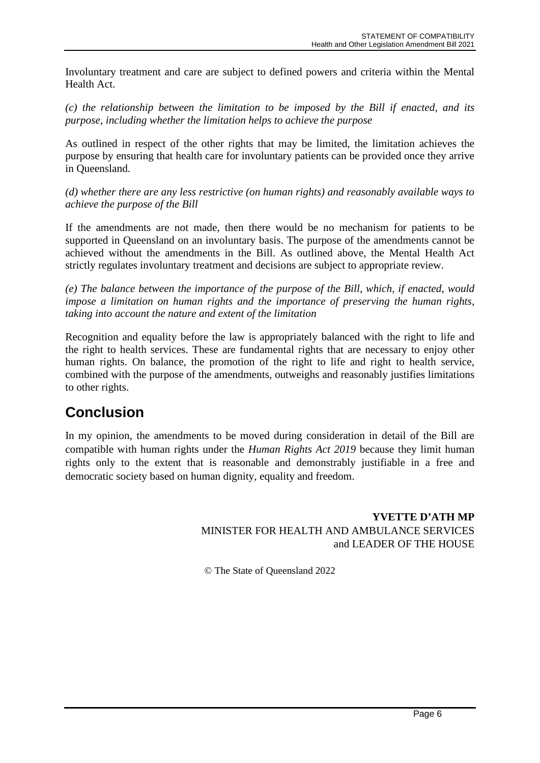Involuntary treatment and care are subject to defined powers and criteria within the Mental Health Act.

*(c) the relationship between the limitation to be imposed by the Bill if enacted, and its purpose, including whether the limitation helps to achieve the purpose*

As outlined in respect of the other rights that may be limited, the limitation achieves the purpose by ensuring that health care for involuntary patients can be provided once they arrive in Queensland.

*(d) whether there are any less restrictive (on human rights) and reasonably available ways to achieve the purpose of the Bill*

If the amendments are not made, then there would be no mechanism for patients to be supported in Queensland on an involuntary basis. The purpose of the amendments cannot be achieved without the amendments in the Bill. As outlined above, the Mental Health Act strictly regulates involuntary treatment and decisions are subject to appropriate review.

*(e) The balance between the importance of the purpose of the Bill, which, if enacted, would impose a limitation on human rights and the importance of preserving the human rights, taking into account the nature and extent of the limitation*

Recognition and equality before the law is appropriately balanced with the right to life and the right to health services. These are fundamental rights that are necessary to enjoy other human rights. On balance, the promotion of the right to life and right to health service, combined with the purpose of the amendments, outweighs and reasonably justifies limitations to other rights.

## Conclusion

In my opinion, the amendments to be moved during consideration in detail of the Bill are compatible with human rights under the *Human Rights Act 2019* because they limit human rights only to the extent that is reasonable and demonstrably justifiable in a free and democratic society based on human dignity, equality and freedom.

**YVETTE D'ATH MP**
MINISTER FOR HEALTH AND AMBULANCE SERVICES
and LEADER OF THE HOUSE

© The State of Queensland 2022